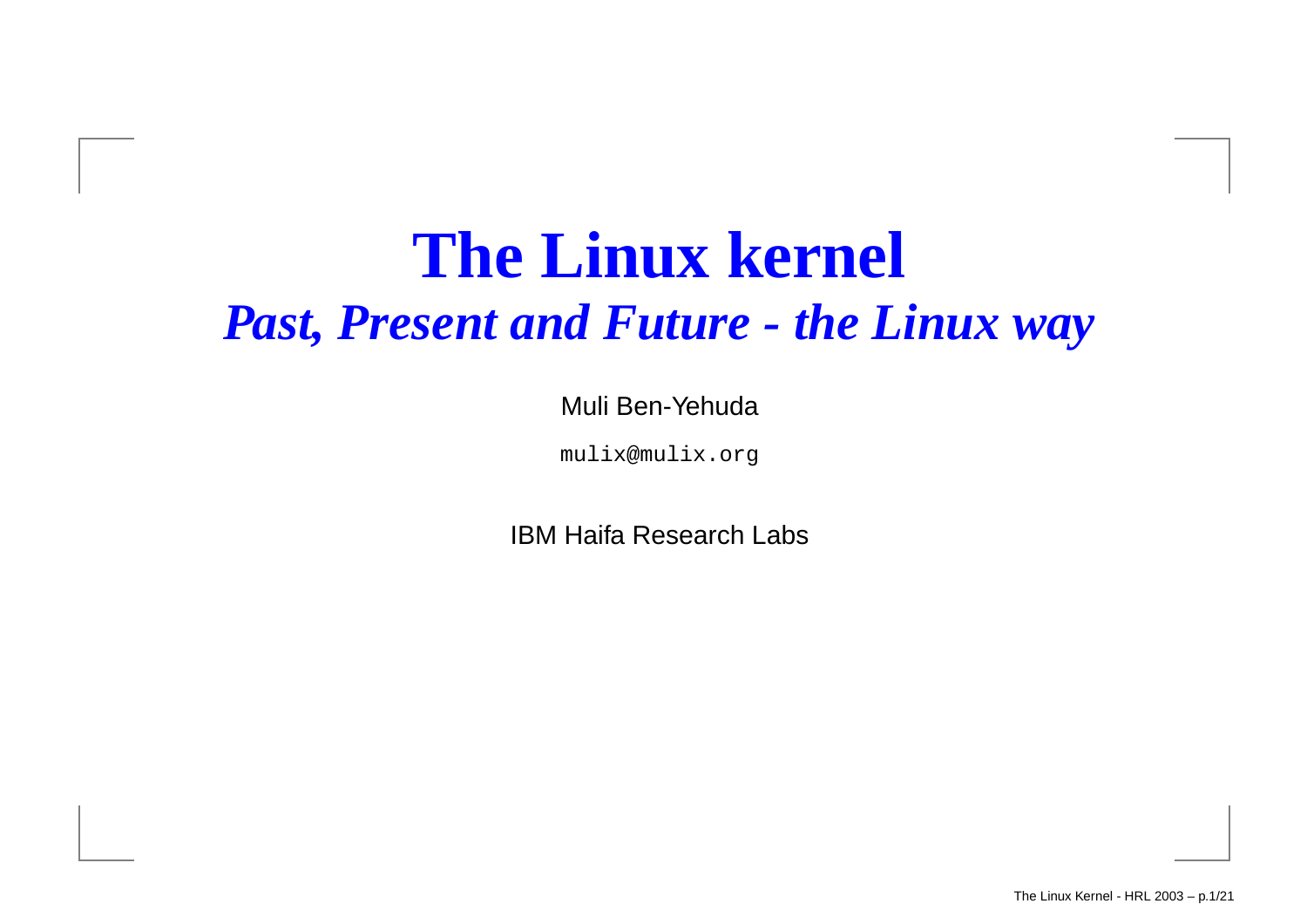# The Linux kernel

## *Past, Present and Future - the Linux way*

Muli Ben-Yehuda

`mulix@mulix.org`

IBM Haifa Research Labs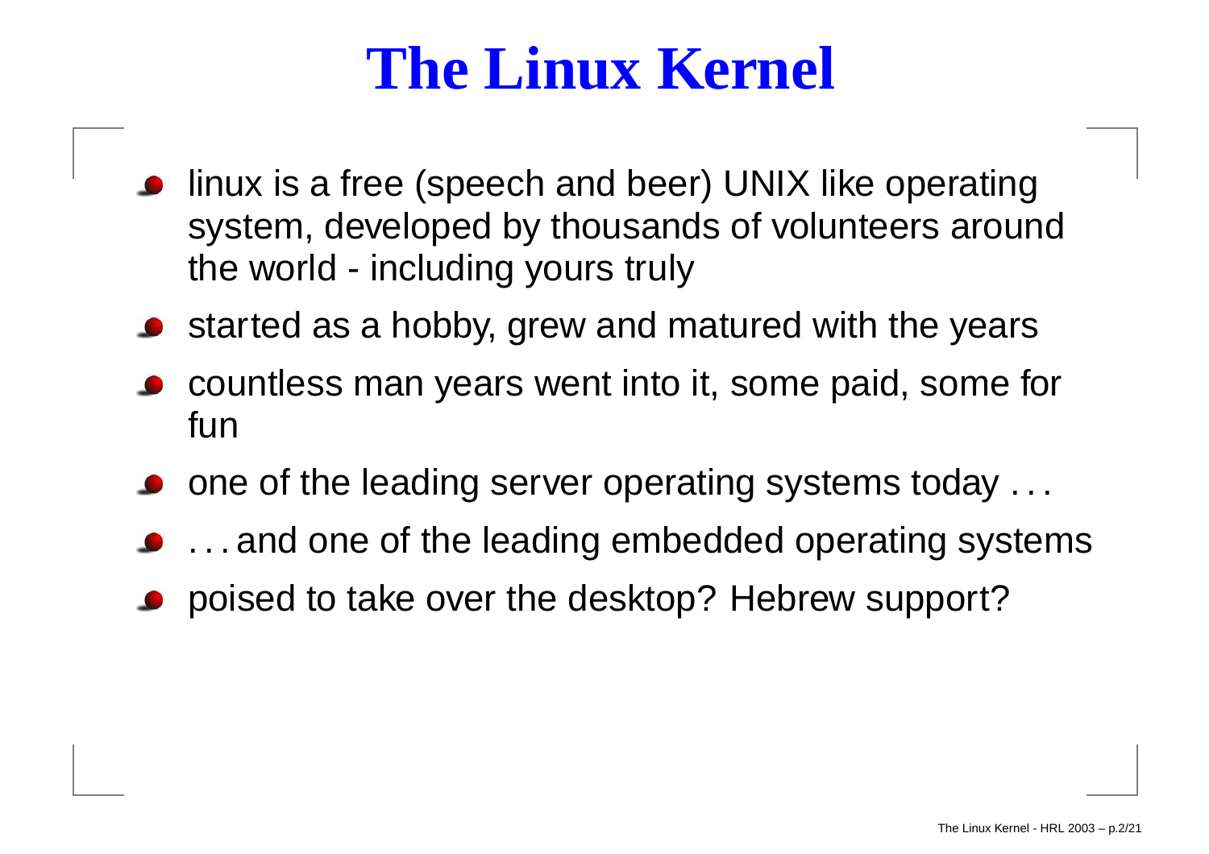# The Linux Kernel

- linux is a free (speech and beer) UNIX like operating system, developed by thousands of volunteers around the world - including yours truly
- started as a hobby, grew and matured with the years
- countless man years went into it, some paid, some for fun
- one of the leading server operating systems today ...
- ... and one of the leading embedded operating systems
- poised to take over the desktop? Hebrew support?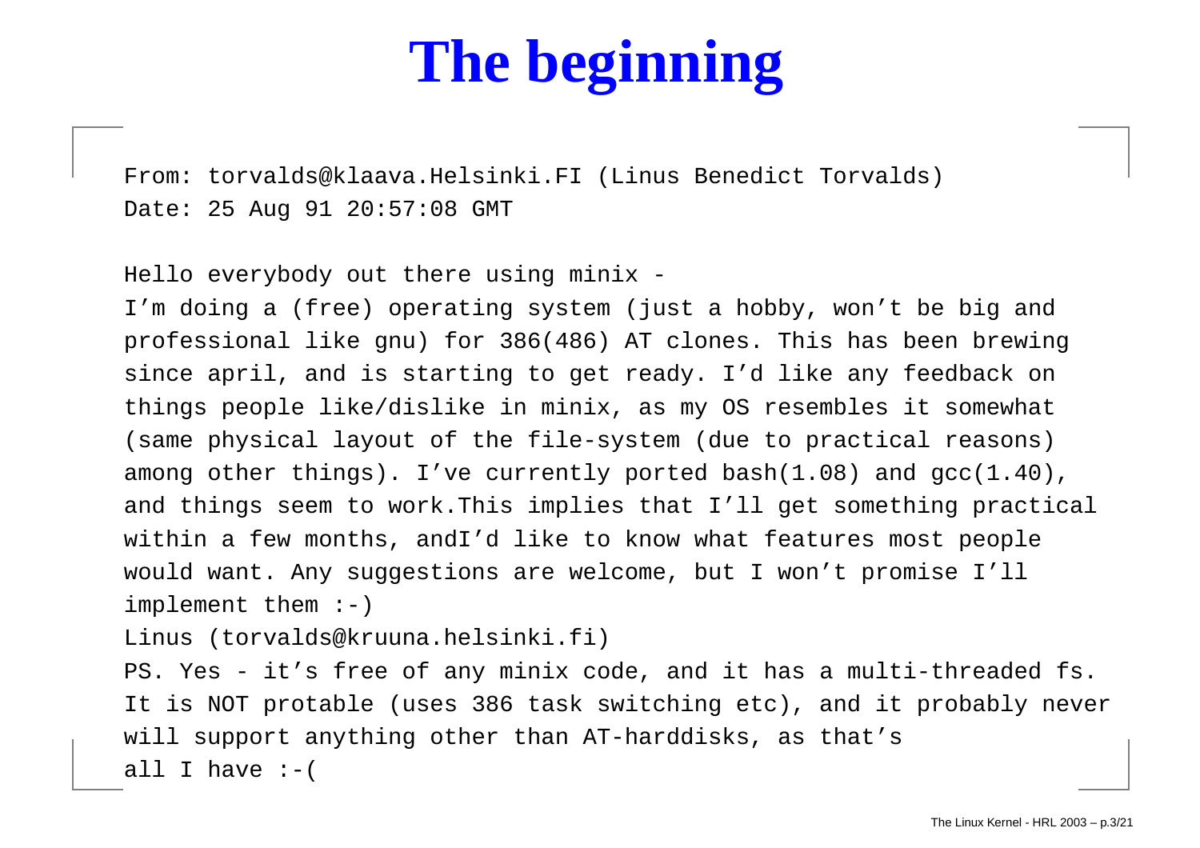# The beginning

```
From: torvalds@klaava.Helsinki.FI (Linus Benedict Torvalds)
Date: 25 Aug 91 20:57:08 GMT

Hello everybody out there using minix -
I’m doing a (free) operating system (just a hobby, won’t be big and
professional like gnu) for 386(486) AT clones. This has been brewing
since april, and is starting to get ready. I’d like any feedback on
things people like/dislike in minix, as my OS resembles it somewhat
(same physical layout of the file-system (due to practical reasons)
among other things). I’ve currently ported bash(1.08) and gcc(1.40),
and things seem to work.This implies that I’ll get something practical
within a few months, andI’d like to know what features most people
would want. Any suggestions are welcome, but I won’t promise I’ll
implement them :-)
Linus (torvalds@kruuna.helsinki.fi)
PS. Yes - it’s free of any minix code, and it has a multi-threaded fs.
It is NOT protable (uses 386 task switching etc), and it probably never
will support anything other than AT-harddisks, as that’s
all I have :-(
```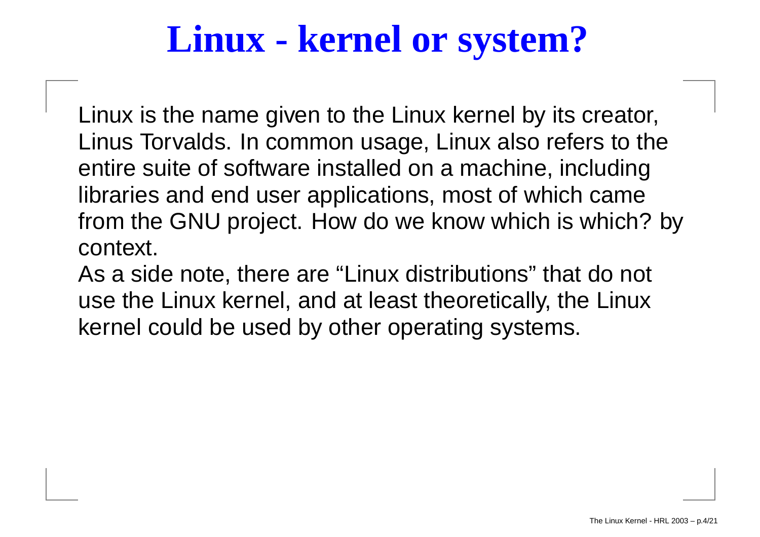# Linux - kernel or system?

Linux is the name given to the Linux kernel by its creator, Linus Torvalds. In common usage, Linux also refers to the entire suite of software installed on a machine, including libraries and end user applications, most of which came from the GNU project. How do we know which is which? by context.

As a side note, there are "Linux distributions" that do not use the Linux kernel, and at least theoretically, the Linux kernel could be used by other operating systems.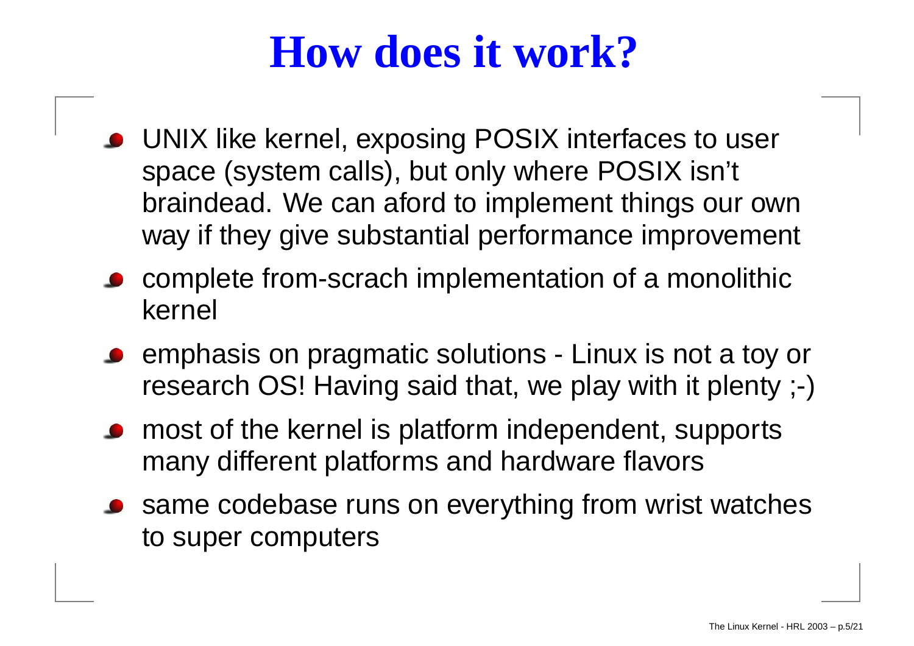# How does it work?

- UNIX like kernel, exposing POSIX interfaces to user space (system calls), but only where POSIX isn't braindead. We can aford to implement things our own way if they give substantial performance improvement
- complete from-scrach implementation of a monolithic kernel
- emphasis on pragmatic solutions - Linux is not a toy or research OS! Having said that, we play with it plenty ;-)
- most of the kernel is platform independent, supports many different platforms and hardware flavors
- same codebase runs on everything from wrist watches to super computers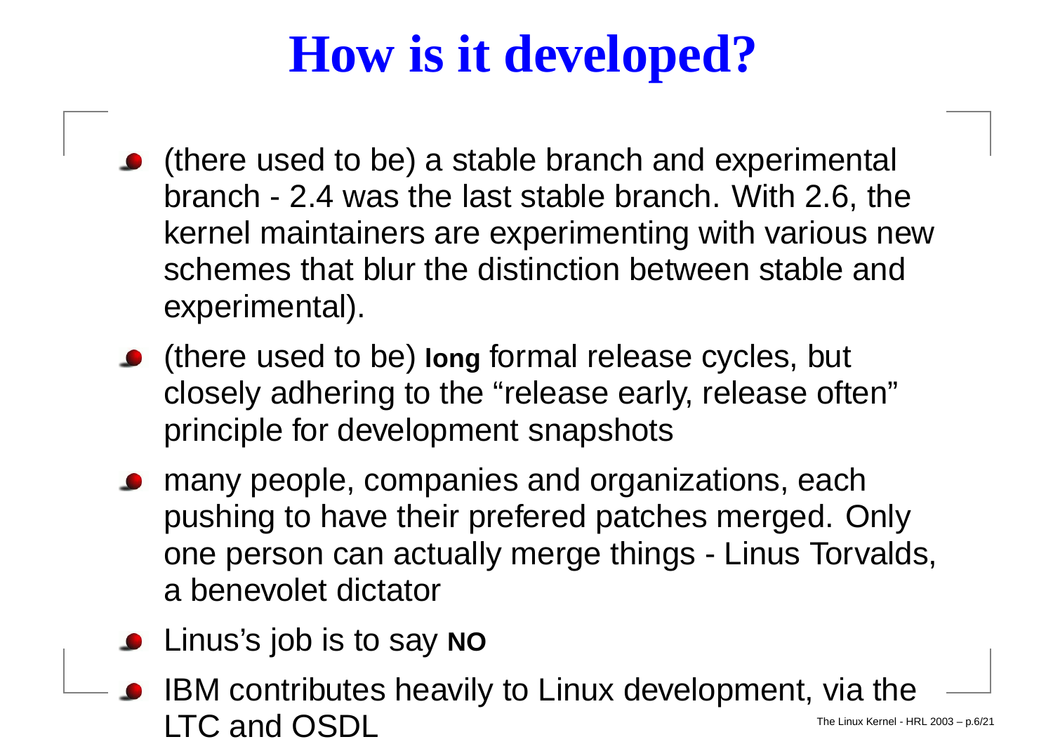# How is it developed?

- (there used to be) a stable branch and experimental branch - 2.4 was the last stable branch. With 2.6, the kernel maintainers are experimenting with various new schemes that blur the distinction between stable and experimental).
- (there used to be) **long** formal release cycles, but closely adhering to the “release early, release often” principle for development snapshots
- many people, companies and organizations, each pushing to have their prefered patches merged. Only one person can actually merge things - Linus Torvalds, a benevolet dictator
- Linus’s job is to say **NO**
- IBM contributes heavily to Linux development, via the LTC and OSDL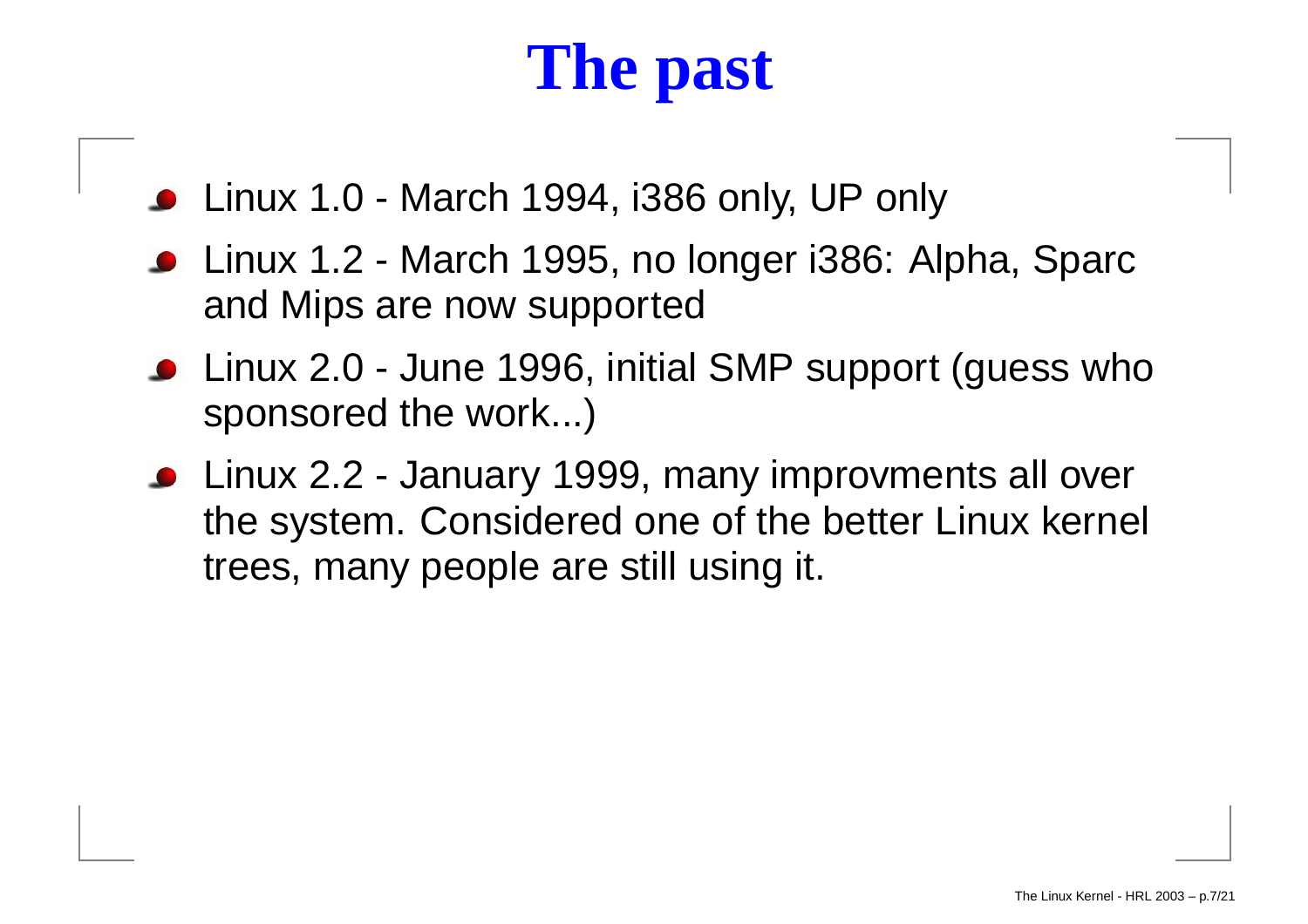# The past

- Linux 1.0 - March 1994, i386 only, UP only
- Linux 1.2 - March 1995, no longer i386: Alpha, Sparc and Mips are now supported
- Linux 2.0 - June 1996, initial SMP support (guess who sponsored the work...)
- Linux 2.2 - January 1999, many improvments all over the system. Considered one of the better Linux kernel trees, many people are still using it.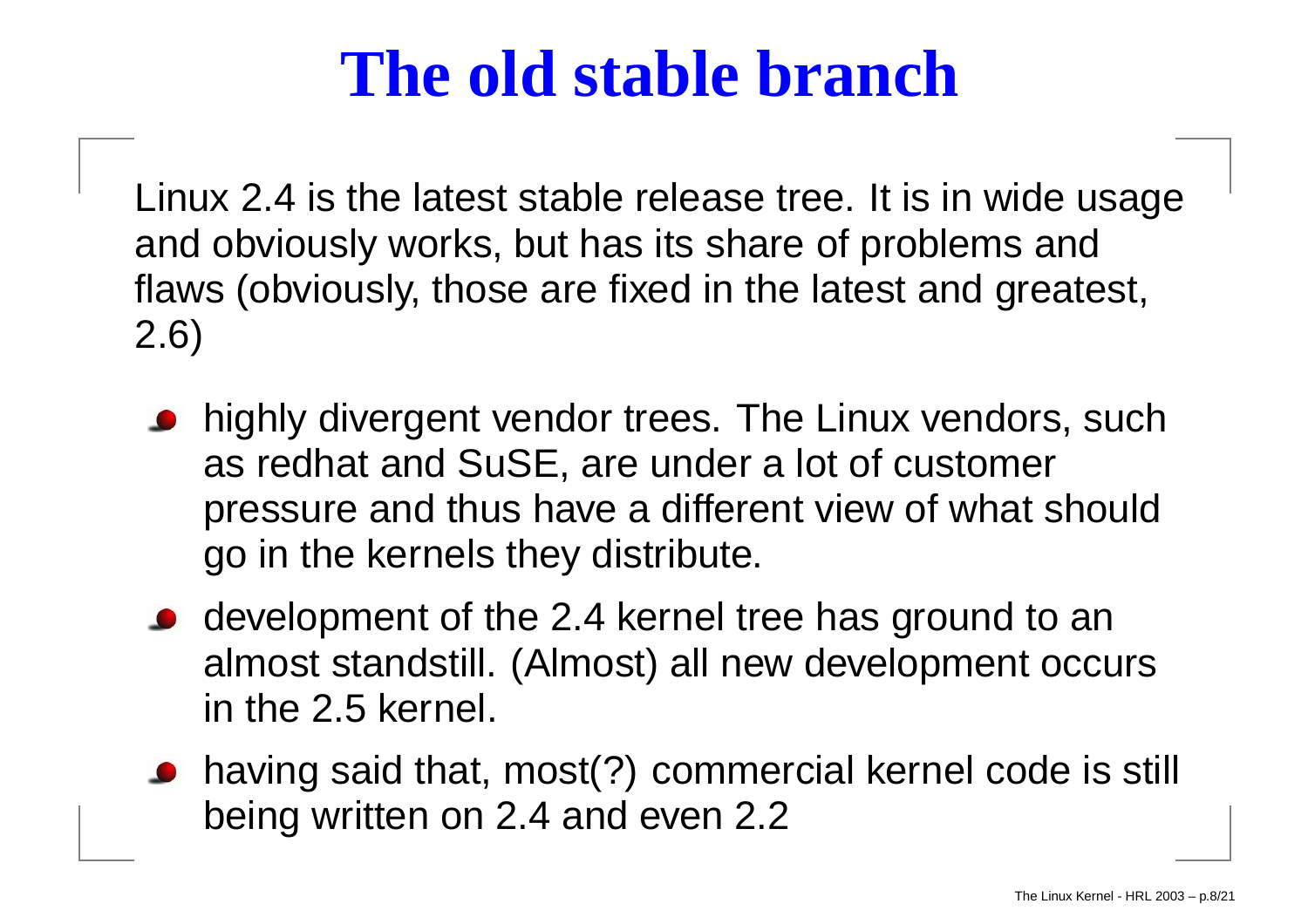# The old stable branch

Linux 2.4 is the latest stable release tree. It is in wide usage and obviously works, but has its share of problems and flaws (obviously, those are fixed in the latest and greatest, 2.6)

- highly divergent vendor trees. The Linux vendors, such as redhat and SuSE, are under a lot of customer pressure and thus have a different view of what should go in the kernels they distribute.
- development of the 2.4 kernel tree has ground to an almost standstill. (Almost) all new development occurs in the 2.5 kernel.
- having said that, most(?) commercial kernel code is still being written on 2.4 and even 2.2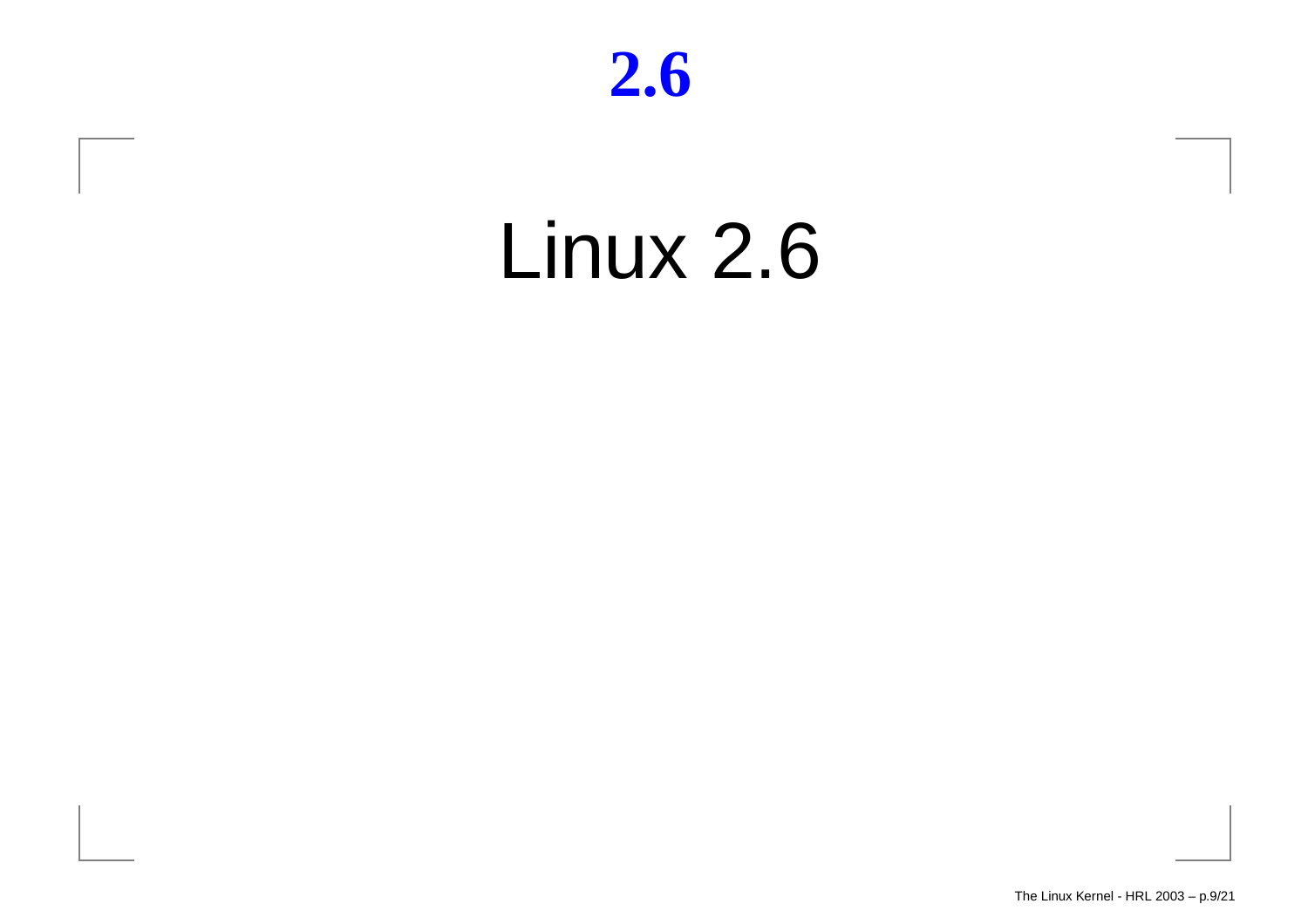# 2.6

Linux 2.6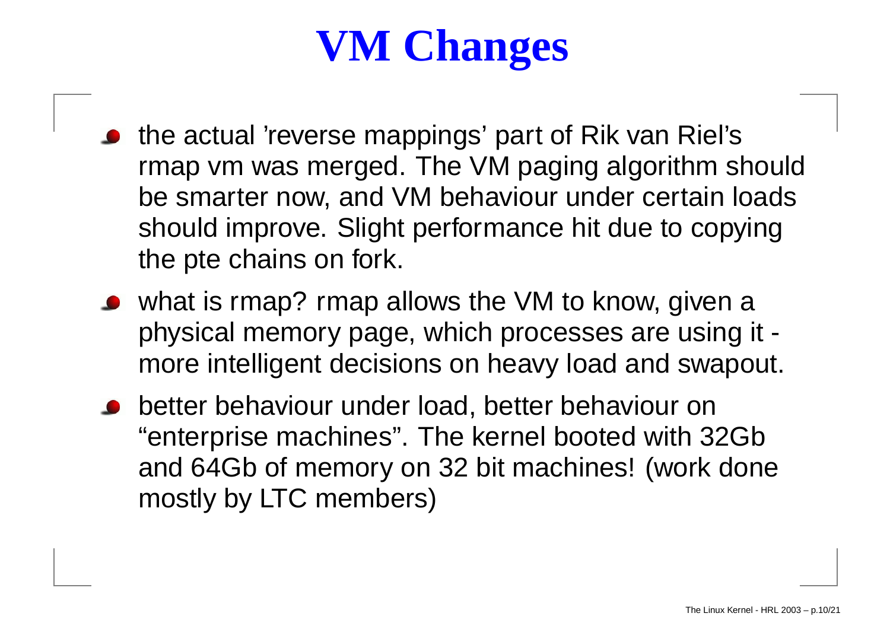# VM Changes

- the actual ’reverse mappings’ part of Rik van Riel’s rmap vm was merged. The VM paging algorithm should be smarter now, and VM behaviour under certain loads should improve. Slight performance hit due to copying the pte chains on fork.
- what is rmap? rmap allows the VM to know, given a physical memory page, which processes are using it - more intelligent decisions on heavy load and swapout.
- better behaviour under load, better behaviour on “enterprise machines”. The kernel booted with 32Gb and 64Gb of memory on 32 bit machines! (work done mostly by LTC members)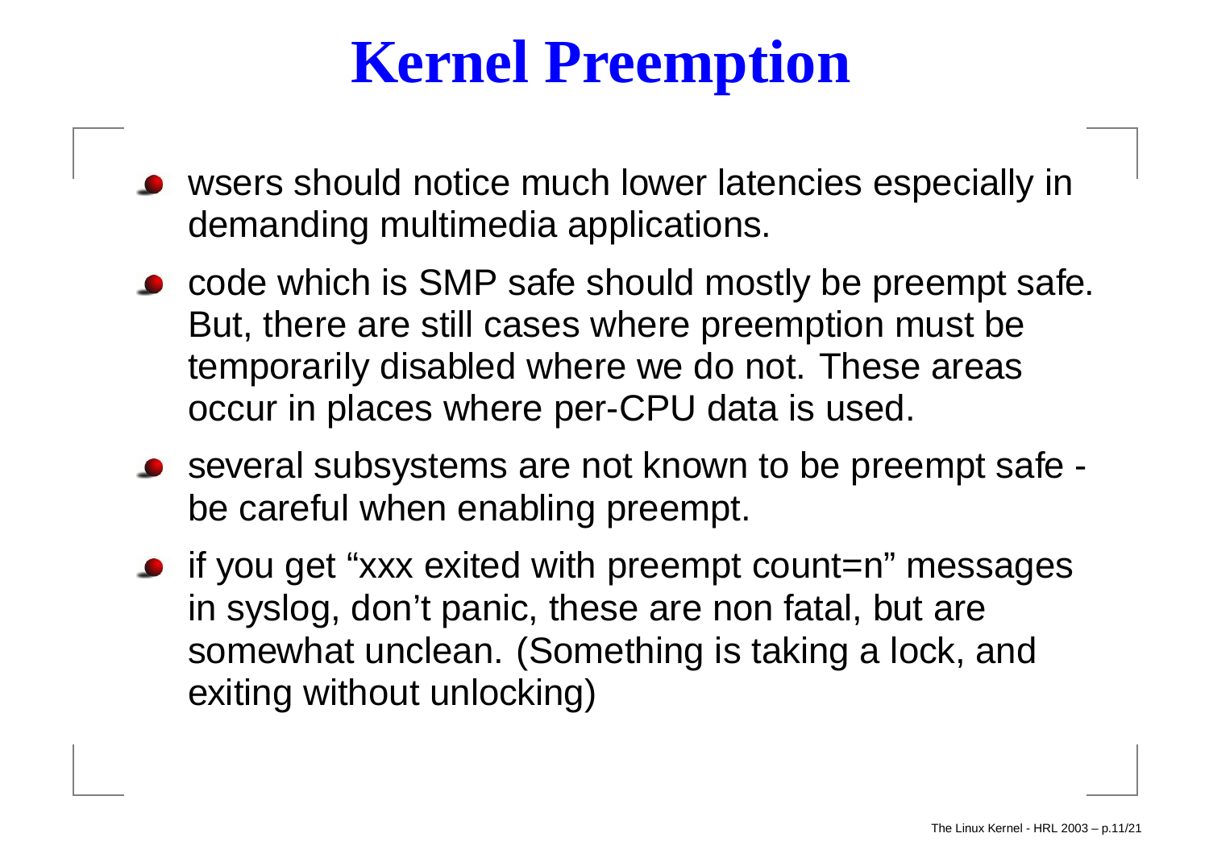# Kernel Preemption

- wsers should notice much lower latencies especially in demanding multimedia applications.
- code which is SMP safe should mostly be preempt safe. But, there are still cases where preemption must be temporarily disabled where we do not. These areas occur in places where per-CPU data is used.
- several subsystems are not known to be preempt safe - be careful when enabling preempt.
- if you get “xxx exited with preempt count=n” messages in syslog, don’t panic, these are non fatal, but are somewhat unclean. (Something is taking a lock, and exiting without unlocking)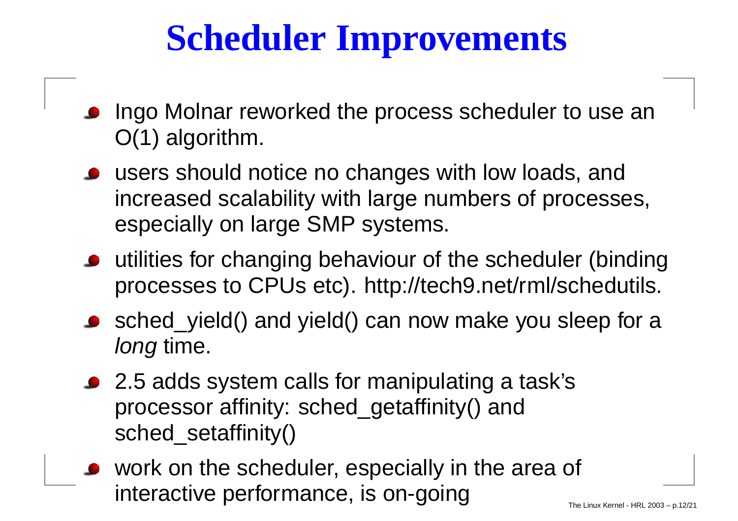# Scheduler Improvements

- Ingo Molnar reworked the process scheduler to use an O(1) algorithm.
- users should notice no changes with low loads, and increased scalability with large numbers of processes, especially on large SMP systems.
- utilities for changing behaviour of the scheduler (binding processes to CPUs etc). http://tech9.net/rml/schedutils.
- sched_yield() and yield() can now make you sleep for a *long* time.
- 2.5 adds system calls for manipulating a task's processor affinity: sched_getaffinity() and sched_setaffinity()
- work on the scheduler, especially in the area of interactive performance, is on-going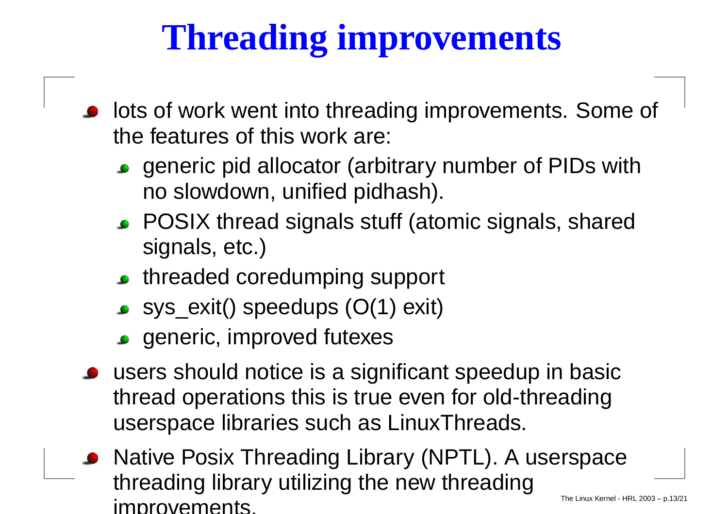# Threading improvements

- lots of work went into threading improvements. Some of the features of this work are:
  - generic pid allocator (arbitrary number of PIDs with no slowdown, unified pidhash).
  - POSIX thread signals stuff (atomic signals, shared signals, etc.)
  - threaded coredumping support
  - sys_exit() speedups (O(1) exit)
  - generic, improved futexes
- users should notice is a significant speedup in basic thread operations this is true even for old-threading userspace libraries such as LinuxThreads.
- Native Posix Threading Library (NPTL). A userspace threading library utilizing the new threading improvements.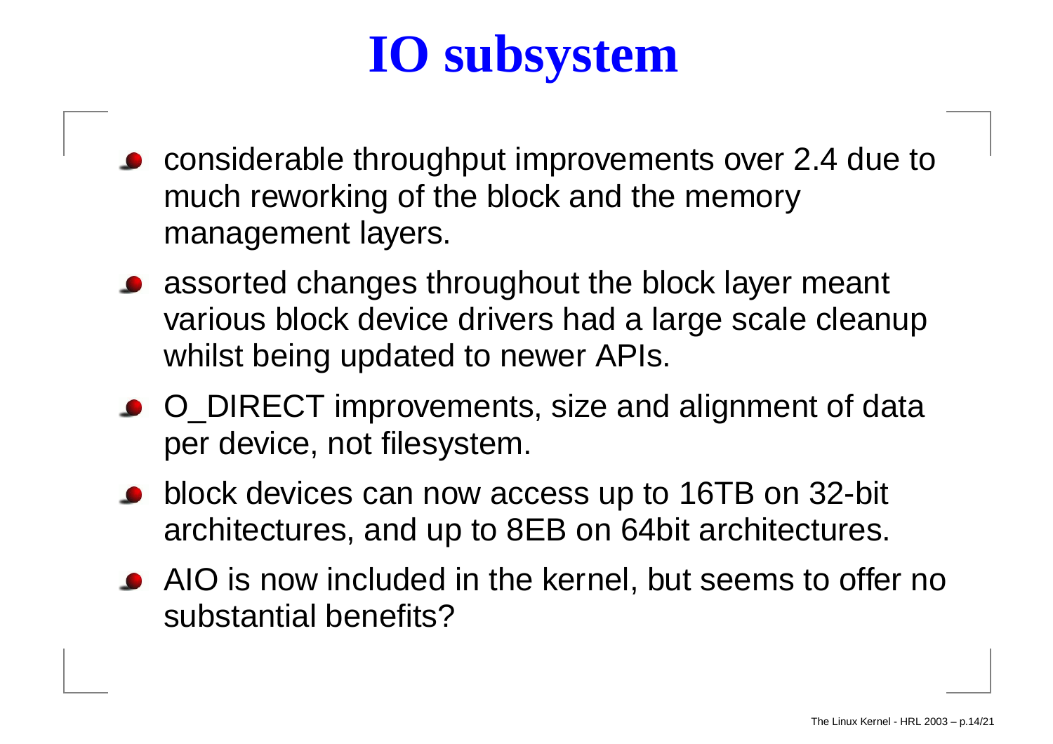# IO subsystem

- considerable throughput improvements over 2.4 due to much reworking of the block and the memory management layers.
- assorted changes throughout the block layer meant various block device drivers had a large scale cleanup whilst being updated to newer APIs.
- O_DIRECT improvements, size and alignment of data per device, not filesystem.
- block devices can now access up to 16TB on 32-bit architectures, and up to 8EB on 64bit architectures.
- AIO is now included in the kernel, but seems to offer no substantial benefits?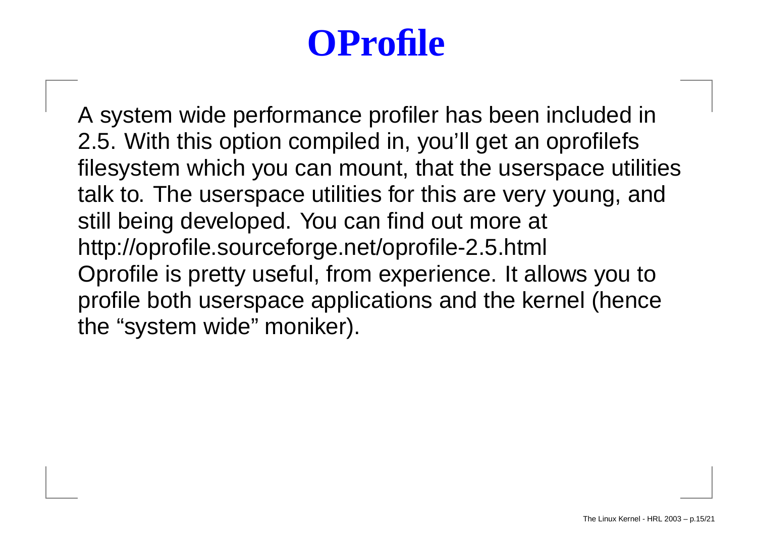# OProfile

A system wide performance profiler has been included in 2.5. With this option compiled in, you'll get an oprofilefs filesystem which you can mount, that the userspace utilities talk to. The userspace utilities for this are very young, and still being developed. You can find out more at http://oprofile.sourceforge.net/oprofile-2.5.html
Oprofile is pretty useful, from experience. It allows you to profile both userspace applications and the kernel (hence the "system wide" moniker).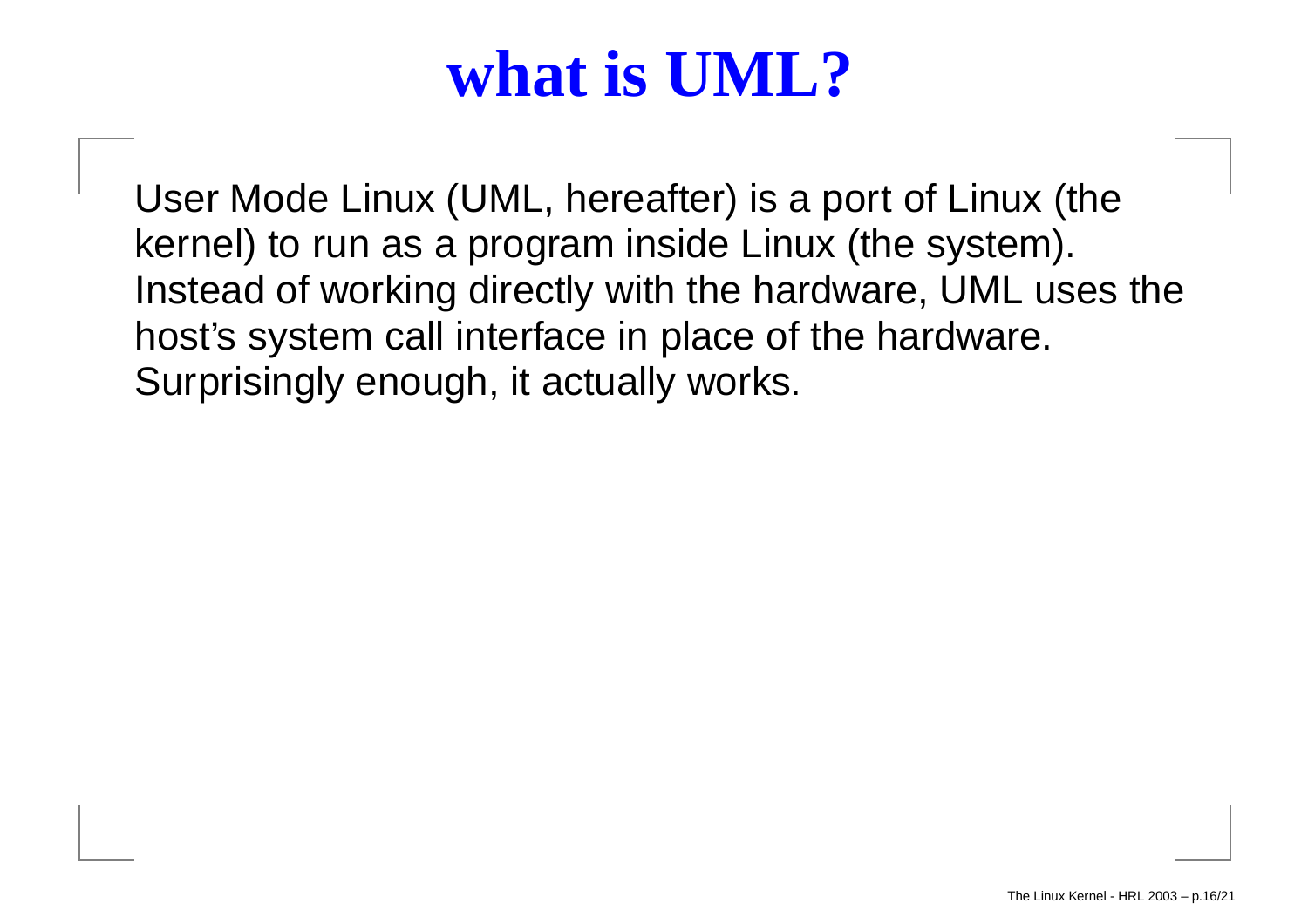# what is UML?

User Mode Linux (UML, hereafter) is a port of Linux (the kernel) to run as a program inside Linux (the system). Instead of working directly with the hardware, UML uses the host's system call interface in place of the hardware. Surprisingly enough, it actually works.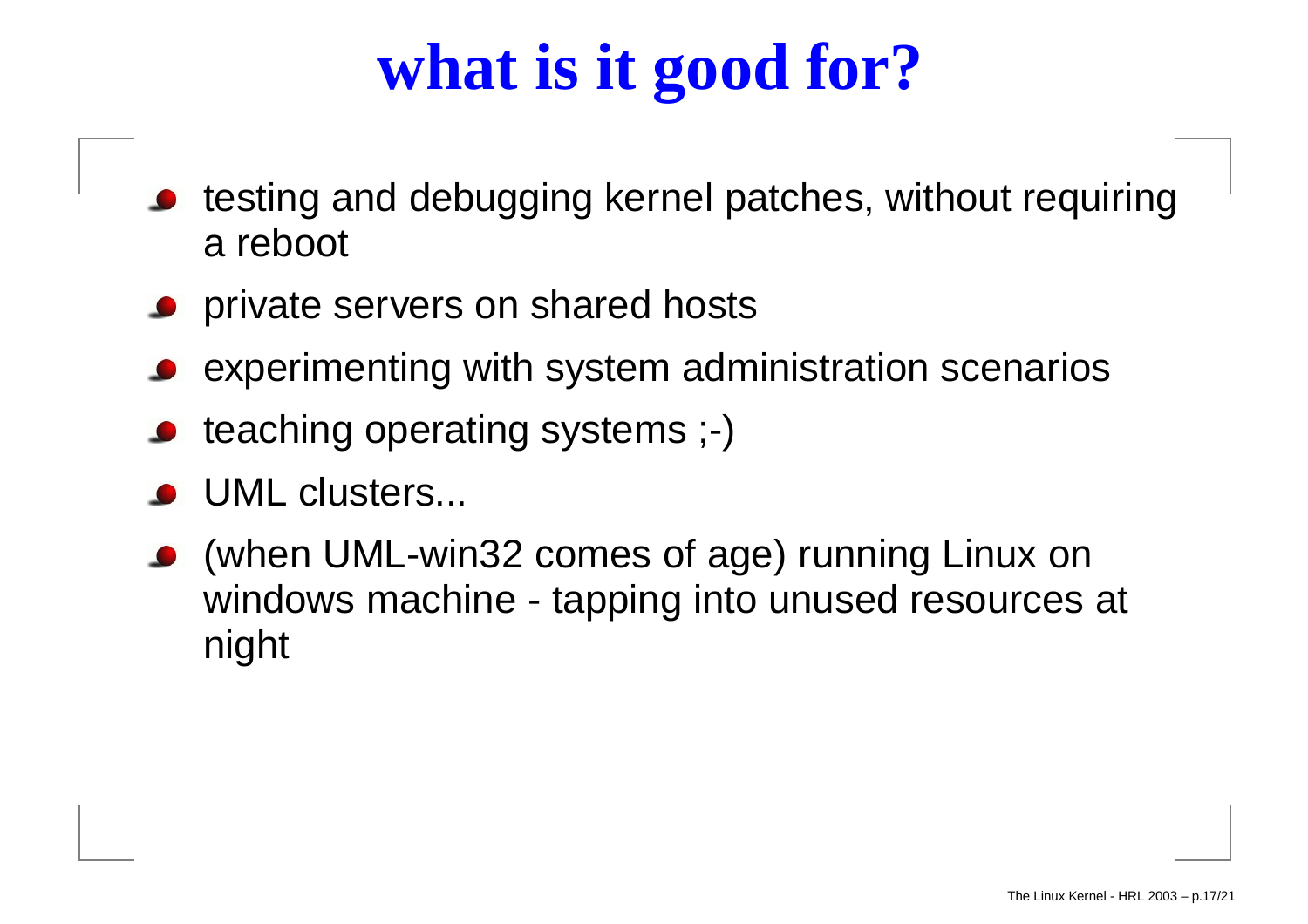# what is it good for?

- testing and debugging kernel patches, without requiring a reboot
- private servers on shared hosts
- experimenting with system administration scenarios
- teaching operating systems ;-)
- UML clusters...
- (when UML-win32 comes of age) running Linux on windows machine - tapping into unused resources at night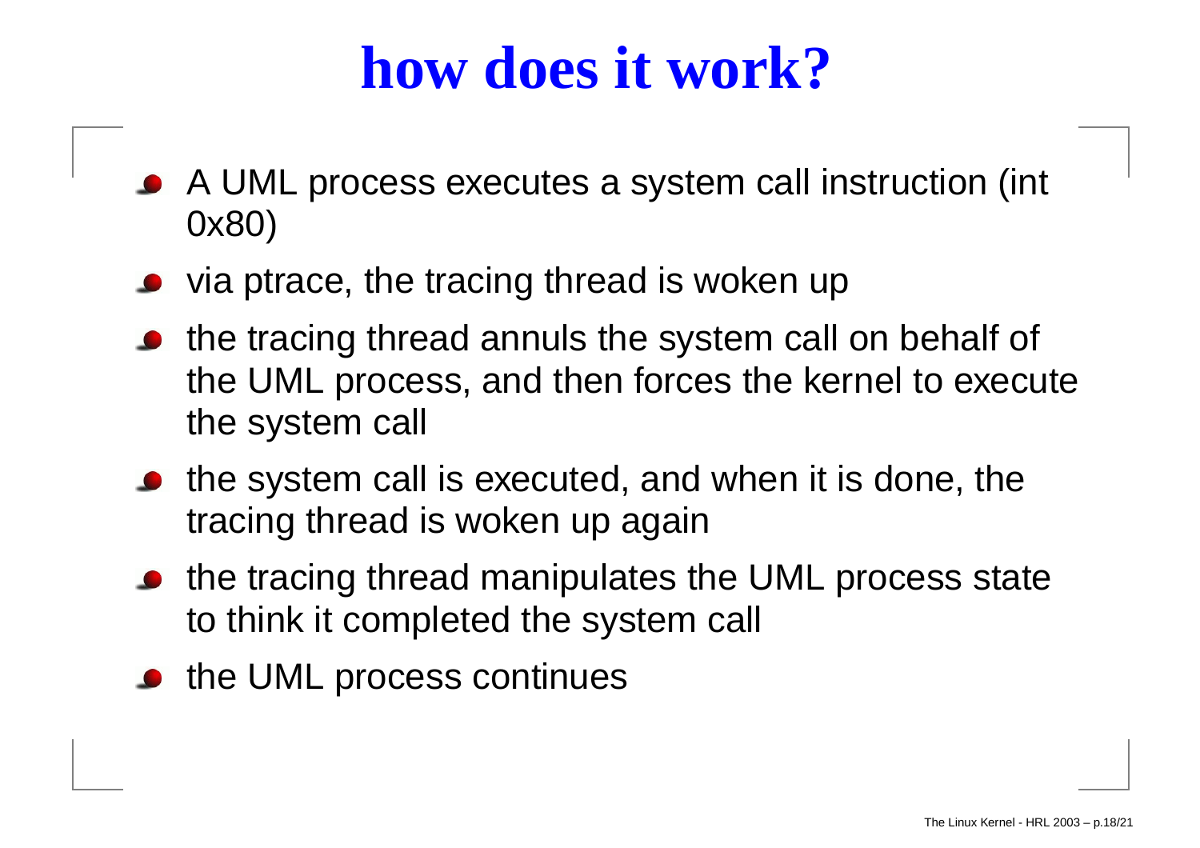# how does it work?

- A UML process executes a system call instruction (int 0x80)
- via ptrace, the tracing thread is woken up
- the tracing thread annuls the system call on behalf of the UML process, and then forces the kernel to execute the system call
- the system call is executed, and when it is done, the tracing thread is woken up again
- the tracing thread manipulates the UML process state to think it completed the system call
- the UML process continues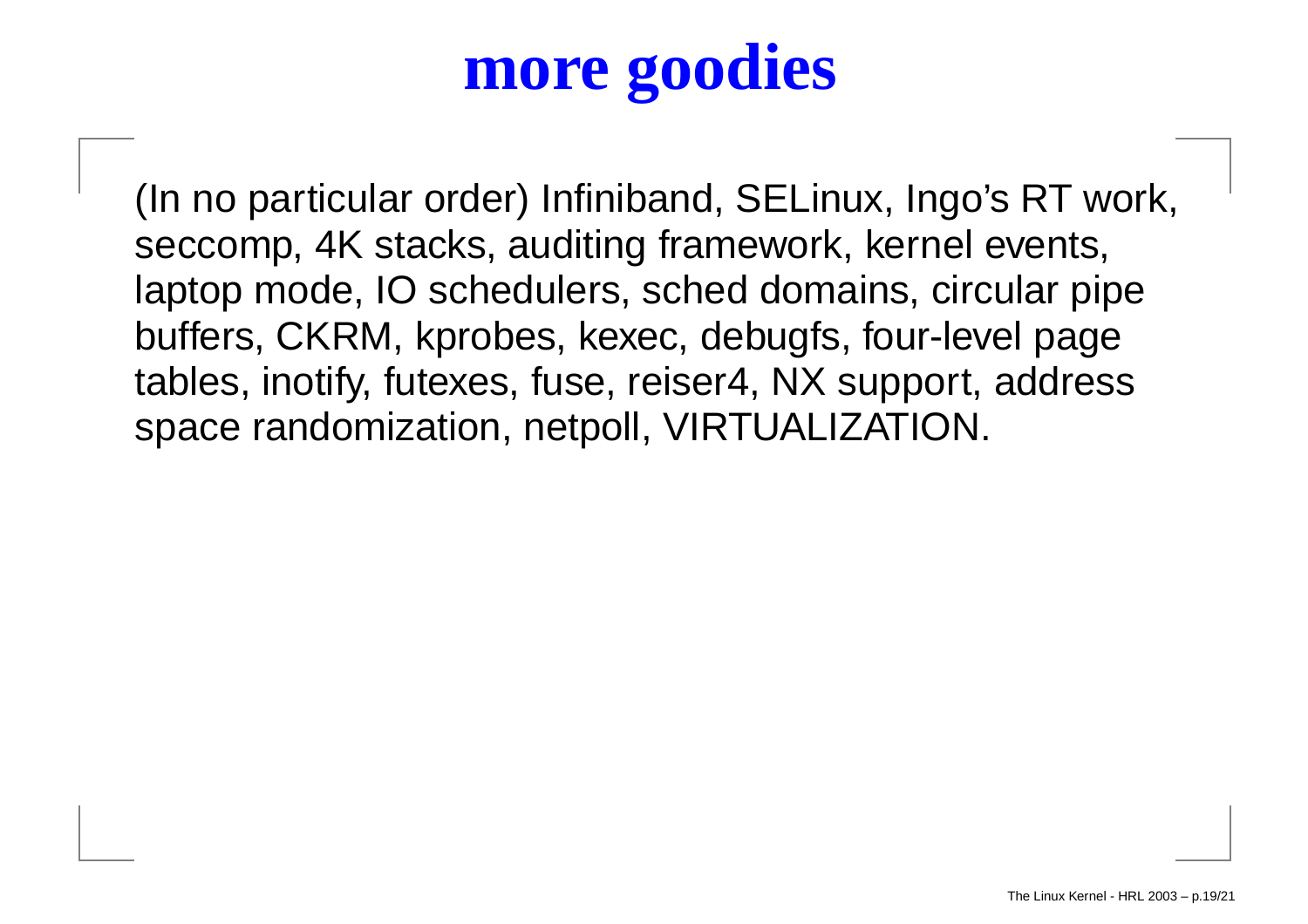# more goodies

(In no particular order) Infiniband, SELinux, Ingo's RT work, seccomp, 4K stacks, auditing framework, kernel events, laptop mode, IO schedulers, sched domains, circular pipe buffers, CKRM, kprobes, kexec, debugfs, four-level page tables, inotify, futexes, fuse, reiser4, NX support, address space randomization, netpoll, VIRTUALIZATION.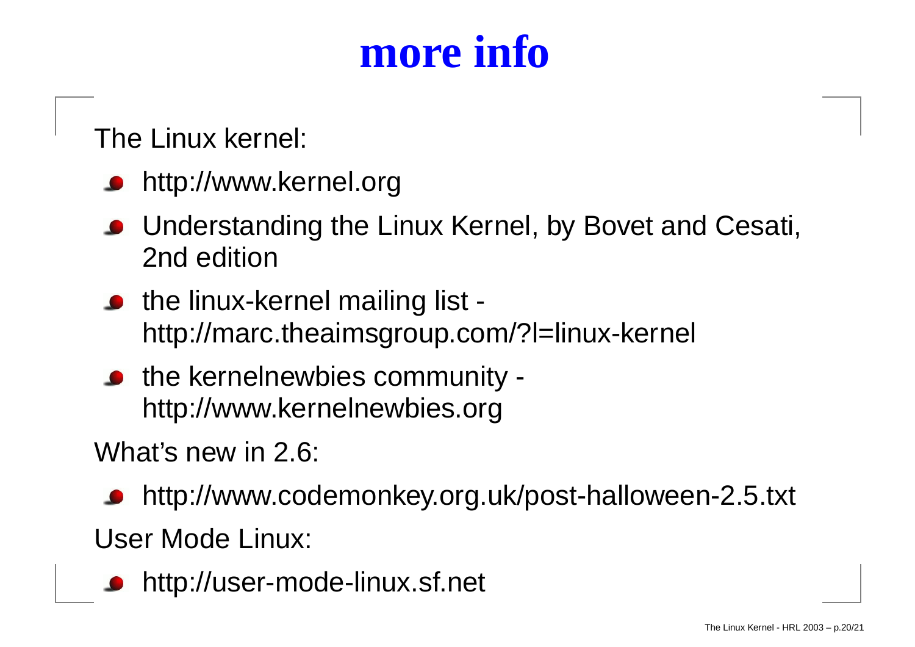# more info

The Linux kernel:

- http://www.kernel.org
- Understanding the Linux Kernel, by Bovet and Cesati, 2nd edition
- the linux-kernel mailing list - http://marc.theaimsgroup.com/?l=linux-kernel
- the kernelnewbies community - http://www.kernelnewbies.org

What's new in 2.6:

- http://www.codemonkey.org.uk/post-halloween-2.5.txt

User Mode Linux:

- http://user-mode-linux.sf.net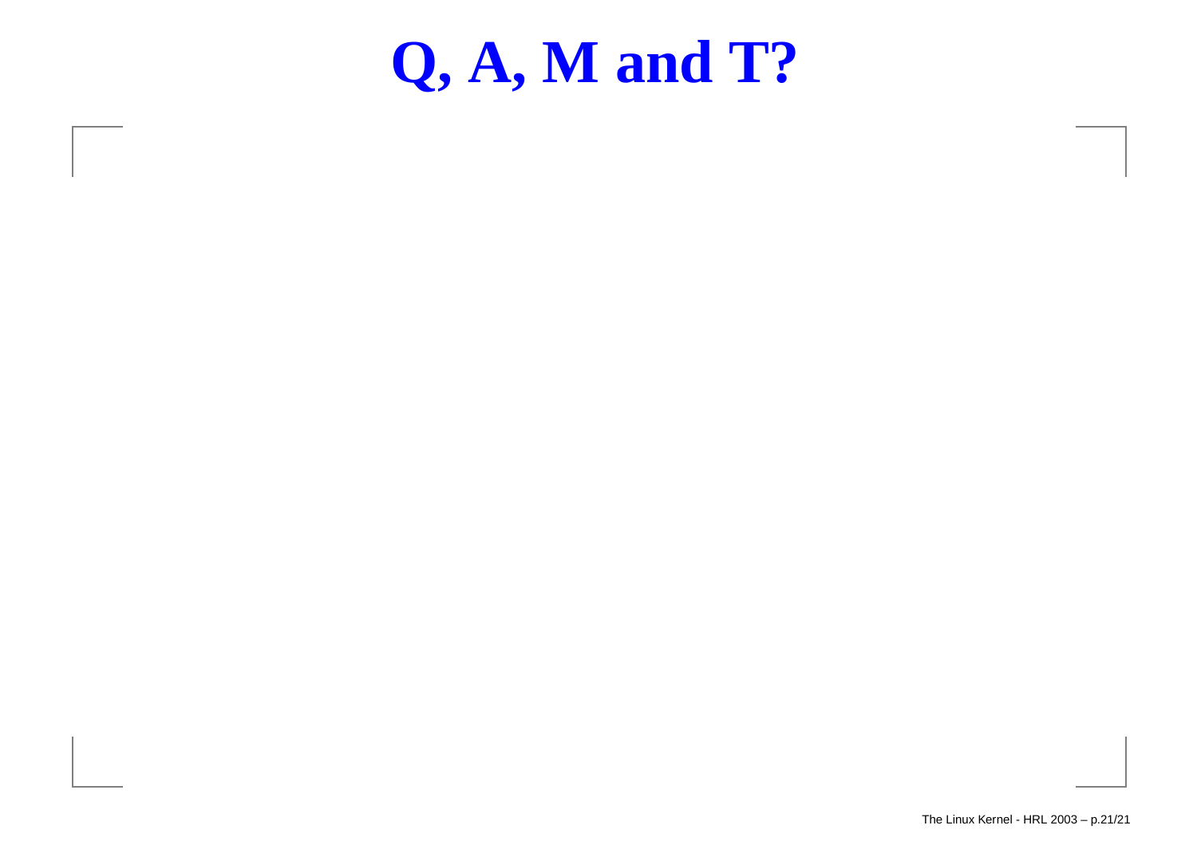# Q, A, M and T?